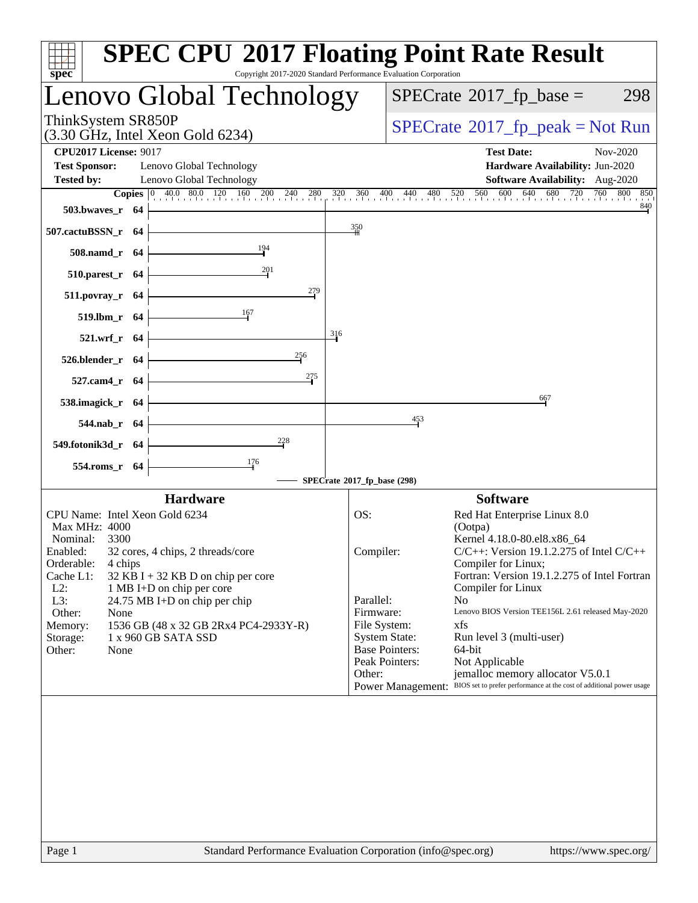# SPEC CPU 2017 Floating Point Rate Result

Copyright 2017-2020 Standard Performance Evaluation Corporation

## Lenovo Global Technology

ThinkSystem SR850P
(3.30 GHz, Intel Xeon Gold 6234)

SPECrate 2017_fp_base = 298

SPECrate 2017_fp_peak = Not Run

**CPU2017 License:** 9017
**Test Sponsor:** Lenovo Global Technology
**Tested by:** Lenovo Global Technology

**Test Date:** Nov-2020
**Hardware Availability:** Jun-2020
**Software Availability:** Aug-2020

| Benchmark | Copies | SPECrate 2017_fp_base |
|---|---|---|
| 503.bwaves_r | 64 | 840 |
| 507.cactuBSSN_r | 64 | 350 |
| 508.namd_r | 64 | 194 |
| 510.parest_r | 64 | 201 |
| 511.povray_r | 64 | 279 |
| 519.lbm_r | 64 | 167 |
| 521.wrf_r | 64 | 316 |
| 526.blender_r | 64 | 256 |
| 527.cam4_r | 64 | 275 |
| 538.imagick_r | 64 | 667 |
| 544.nab_r | 64 | 453 |
| 549.fotonik3d_r | 64 | 228 |
| 554.roms_r | 64 | 176 |

SPECrate 2017_fp_base (298)

### Hardware

| | |
|---|---|
| CPU Name: | Intel Xeon Gold 6234 |
| Max MHz: | 4000 |
| Nominal: | 3300 |
| Enabled: | 32 cores, 4 chips, 2 threads/core |
| Orderable: | 4 chips |
| Cache L1: | 32 KB I + 32 KB D on chip per core |
| L2: | 1 MB I+D on chip per core |
| L3: | 24.75 MB I+D on chip per chip |
| Other: | None |
| Memory: | 1536 GB (48 x 32 GB 2Rx4 PC4-2933Y-R) |
| Storage: | 1 x 960 GB SATA SSD |
| Other: | None |

### Software

| | |
|---|---|
| OS: | Red Hat Enterprise Linux 8.0 (Ootpa) Kernel 4.18.0-80.el8.x86_64 |
| Compiler: | C/C++: Version 19.1.2.275 of Intel C/C++ Compiler for Linux; Fortran: Version 19.1.2.275 of Intel Fortran Compiler for Linux |
| Parallel: | No |
| Firmware: | Lenovo BIOS Version TEE156L 2.61 released May-2020 |
| File System: | xfs |
| System State: | Run level 3 (multi-user) |
| Base Pointers: | 64-bit |
| Peak Pointers: | Not Applicable |
| Other: | jemalloc memory allocator V5.0.1 |
| Power Management: | BIOS set to prefer performance at the cost of additional power usage |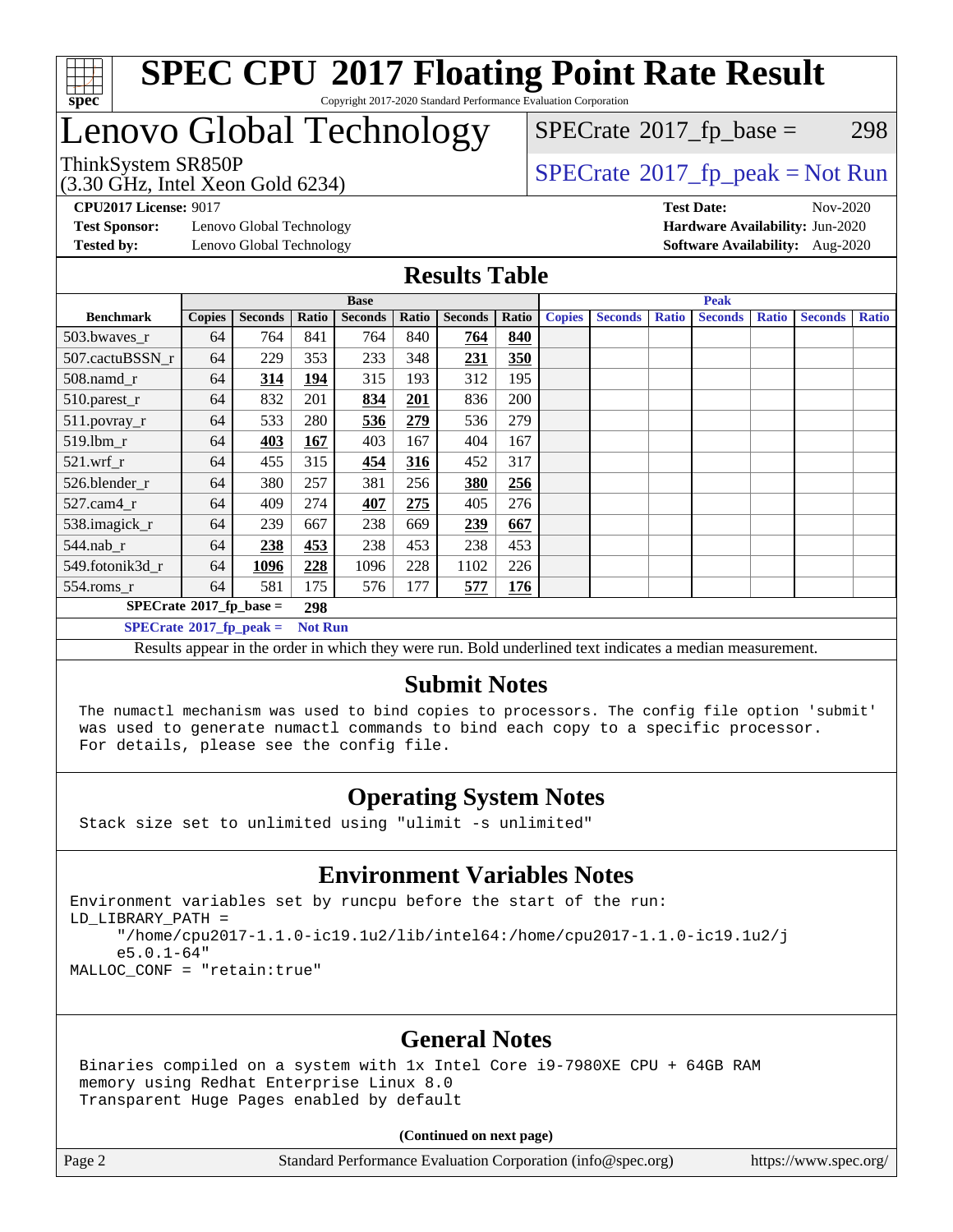# SPEC CPU 2017 Floating Point Rate Result

Copyright 2017-2020 Standard Performance Evaluation Corporation

# Lenovo Global Technology

ThinkSystem SR850P
(3.30 GHz, Intel Xeon Gold 6234)

SPECrate 2017_fp_base = 298

SPECrate 2017_fp_peak = Not Run

**CPU2017 License:** 9017
**Test Sponsor:** Lenovo Global Technology
**Tested by:** Lenovo Global Technology

**Test Date:** Nov-2020
**Hardware Availability:** Jun-2020
**Software Availability:** Aug-2020

## Results Table

| Benchmark | Base | | | | | | | Peak | | | | | | |
|---|---|---|---|---|---|---|---|---|---|---|---|---|---|---|
| | Copies | Seconds | Ratio | Seconds | Ratio | Seconds | Ratio | Copies | Seconds | Ratio | Seconds | Ratio | Seconds | Ratio |
| 503.bwaves_r | 64 | 764 | 841 | 764 | 840 | **764** | **840** | | | | | | | |
| 507.cactuBSSN_r | 64 | 229 | 353 | 233 | 348 | **231** | **350** | | | | | | | |
| 508.namd_r | 64 | **314** | **194** | 315 | 193 | 312 | 195 | | | | | | | |
| 510.parest_r | 64 | 832 | 201 | **834** | **201** | 836 | 200 | | | | | | | |
| 511.povray_r | 64 | 533 | 280 | **536** | **279** | 536 | 279 | | | | | | | |
| 519.lbm_r | 64 | **403** | **167** | 403 | 167 | 404 | 167 | | | | | | | |
| 521.wrf_r | 64 | 455 | 315 | **454** | **316** | 452 | 317 | | | | | | | |
| 526.blender_r | 64 | 380 | 257 | 381 | 256 | **380** | **256** | | | | | | | |
| 527.cam4_r | 64 | 409 | 274 | **407** | **275** | 405 | 276 | | | | | | | |
| 538.imagick_r | 64 | 239 | 667 | 238 | 669 | **239** | **667** | | | | | | | |
| 544.nab_r | 64 | **238** | **453** | 238 | 453 | 238 | 453 | | | | | | | |
| 549.fotonik3d_r | 64 | **1096** | **228** | 1096 | 228 | 1102 | 226 | | | | | | | |
| 554.roms_r | 64 | 581 | 175 | 576 | 177 | **577** | **176** | | | | | | | |

**SPECrate 2017_fp_base = 298**

**SPECrate 2017_fp_peak = Not Run**

Results appear in the order in which they were run. Bold underlined text indicates a median measurement.

## Submit Notes

```
The numactl mechanism was used to bind copies to processors. The config file option 'submit'
was used to generate numactl commands to bind each copy to a specific processor.
For details, please see the config file.
```

## Operating System Notes

```
Stack size set to unlimited using "ulimit -s unlimited"
```

## Environment Variables Notes

```
Environment variables set by runcpu before the start of the run:
LD_LIBRARY_PATH =
     "/home/cpu2017-1.1.0-ic19.1u2/lib/intel64:/home/cpu2017-1.1.0-ic19.1u2/j
     e5.0.1-64"
MALLOC_CONF = "retain:true"
```

## General Notes

```
Binaries compiled on a system with 1x Intel Core i9-7980XE CPU + 64GB RAM
memory using Redhat Enterprise Linux 8.0
Transparent Huge Pages enabled by default
```

**(Continued on next page)**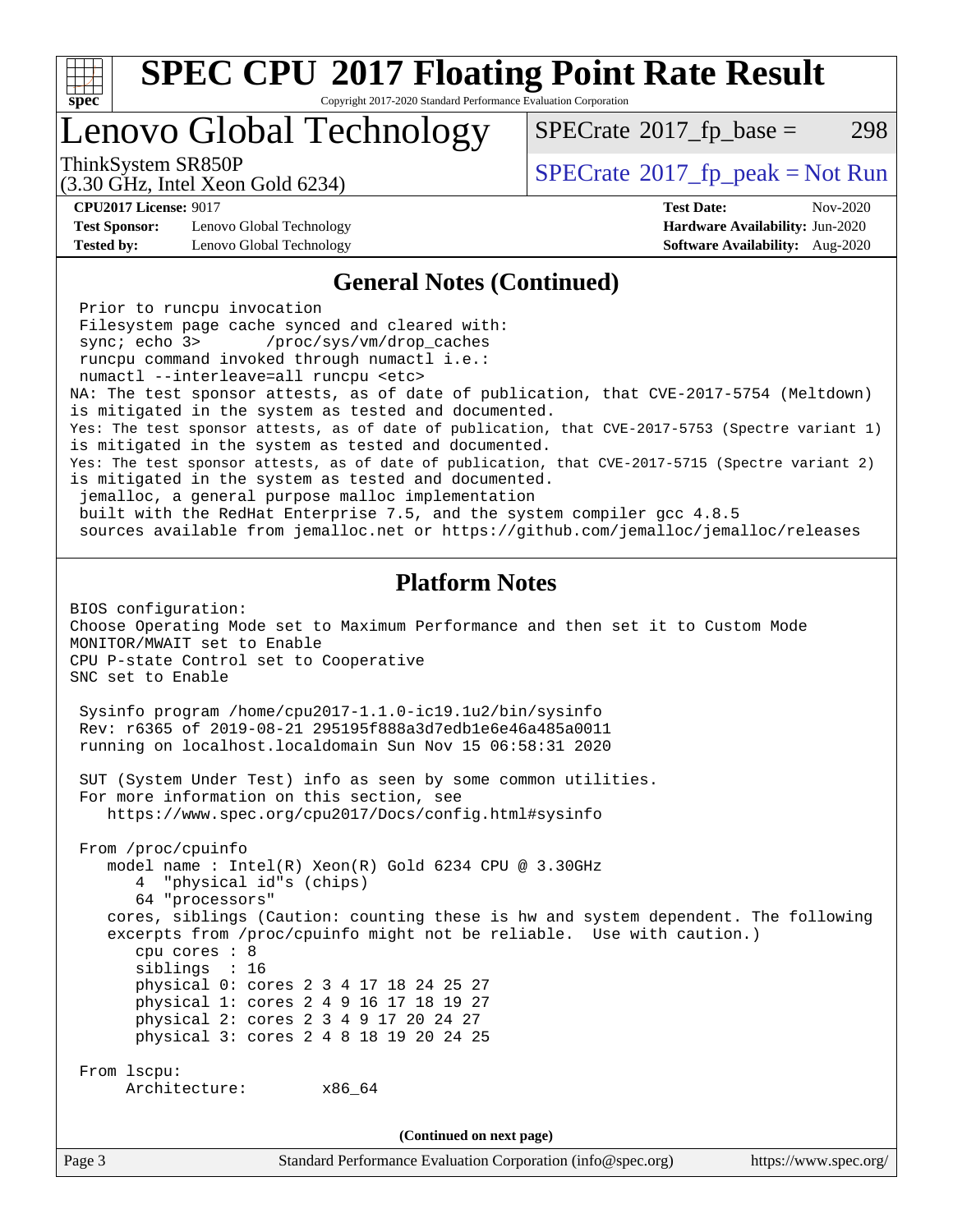## General Notes (Continued)

```
 Prior to runcpu invocation
 Filesystem page cache synced and cleared with:
 sync; echo 3>       /proc/sys/vm/drop_caches
 runcpu command invoked through numactl i.e.:
 numactl --interleave=all runcpu <etc>
NA: The test sponsor attests, as of date of publication, that CVE-2017-5754 (Meltdown)
is mitigated in the system as tested and documented.
Yes: The test sponsor attests, as of date of publication, that CVE-2017-5753 (Spectre variant 1)
is mitigated in the system as tested and documented.
Yes: The test sponsor attests, as of date of publication, that CVE-2017-5715 (Spectre variant 2)
is mitigated in the system as tested and documented.
 jemalloc, a general purpose malloc implementation
 built with the RedHat Enterprise 7.5, and the system compiler gcc 4.8.5
 sources available from jemalloc.net or https://github.com/jemalloc/jemalloc/releases
```

## Platform Notes

```
BIOS configuration:
Choose Operating Mode set to Maximum Performance and then set it to Custom Mode
MONITOR/MWAIT set to Enable
CPU P-state Control set to Cooperative
SNC set to Enable

 Sysinfo program /home/cpu2017-1.1.0-ic19.1u2/bin/sysinfo
 Rev: r6365 of 2019-08-21 295195f888a3d7edb1e6e46a485a0011
 running on localhost.localdomain Sun Nov 15 06:58:31 2020

 SUT (System Under Test) info as seen by some common utilities.
 For more information on this section, see
    https://www.spec.org/cpu2017/Docs/config.html#sysinfo

 From /proc/cpuinfo
    model name : Intel(R) Xeon(R) Gold 6234 CPU @ 3.30GHz
       4  "physical id"s (chips)
       64 "processors"
    cores, siblings (Caution: counting these is hw and system dependent. The following
    excerpts from /proc/cpuinfo might not be reliable.  Use with caution.)
       cpu cores : 8
       siblings  : 16
       physical 0: cores 2 3 4 17 18 24 25 27
       physical 1: cores 2 4 9 16 17 18 19 27
       physical 2: cores 2 3 4 9 17 20 24 27
       physical 3: cores 2 4 8 18 19 20 24 25

 From lscpu:
      Architecture:        x86_64
```

(Continued on next page)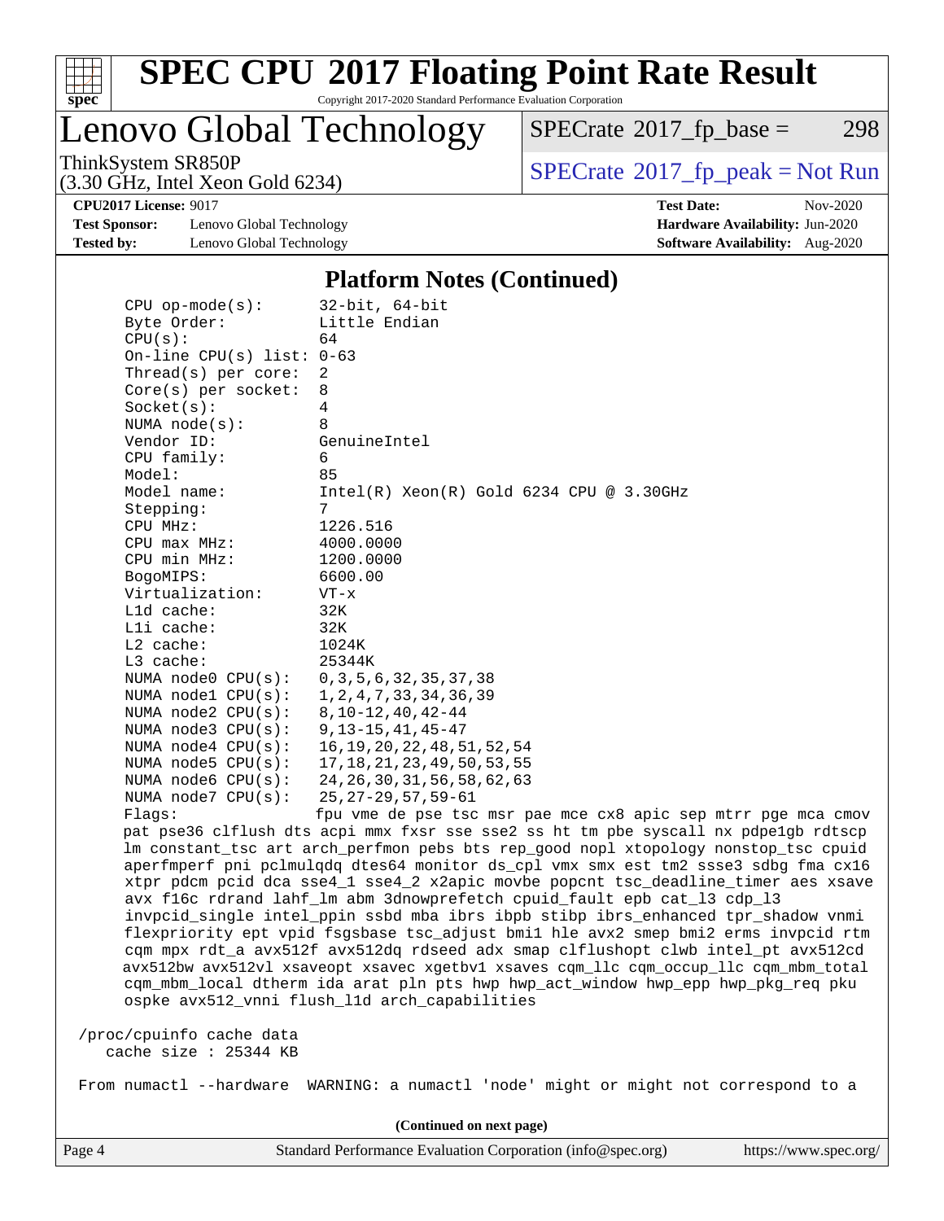## Platform Notes (Continued)

```
CPU op-mode(s):        32-bit, 64-bit
Byte Order:            Little Endian
CPU(s):                64
On-line CPU(s) list: 0-63
Thread(s) per core:  2
Core(s) per socket:  8
Socket(s):             4
NUMA node(s):          8
Vendor ID:             GenuineIntel
CPU family:            6
Model:                 85
Model name:            Intel(R) Xeon(R) Gold 6234 CPU @ 3.30GHz
Stepping:              7
CPU MHz:               1226.516
CPU max MHz:           4000.0000
CPU min MHz:           1200.0000
BogoMIPS:              6600.00
Virtualization:        VT-x
L1d cache:             32K
L1i cache:             32K
L2 cache:              1024K
L3 cache:              25344K
NUMA node0 CPU(s):   0,3,5,6,32,35,37,38
NUMA node1 CPU(s):   1,2,4,7,33,34,36,39
NUMA node2 CPU(s):   8,10-12,40,42-44
NUMA node3 CPU(s):   9,13-15,41,45-47
NUMA node4 CPU(s):   16,19,20,22,48,51,52,54
NUMA node5 CPU(s):   17,18,21,23,49,50,53,55
NUMA node6 CPU(s):   24,26,30,31,56,58,62,63
NUMA node7 CPU(s):   25,27-29,57,59-61
Flags:                 fpu vme de pse tsc msr pae mce cx8 apic sep mtrr pge mca cmov
pat pse36 clflush dts acpi mmx fxsr sse sse2 ss ht tm pbe syscall nx pdpe1gb rdtscp
lm constant_tsc art arch_perfmon pebs bts rep_good nopl xtopology nonstop_tsc cpuid
aperfmperf pni pclmulqdq dtes64 monitor ds_cpl vmx smx est tm2 ssse3 sdbg fma cx16
xtpr pdcm pcid dca sse4_1 sse4_2 x2apic movbe popcnt tsc_deadline_timer aes xsave
avx f16c rdrand lahf_lm abm 3dnowprefetch cpuid_fault epb cat_l3 cdp_l3
invpcid_single intel_ppin ssbd mba ibrs ibpb stibp ibrs_enhanced tpr_shadow vnmi
flexpriority ept vpid fsgsbase tsc_adjust bmi1 hle avx2 smep bmi2 erms invpcid rtm
cqm mpx rdt_a avx512f avx512dq rdseed adx smap clflushopt clwb intel_pt avx512cd
avx512bw avx512vl xsaveopt xsavec xgetbv1 xsaves cqm_llc cqm_occup_llc cqm_mbm_total
cqm_mbm_local dtherm ida arat pln pts hwp hwp_act_window hwp_epp hwp_pkg_req pku
ospke avx512_vnni flush_l1d arch_capabilities

/proc/cpuinfo cache data
   cache size : 25344 KB

From numactl --hardware  WARNING: a numactl 'node' might or might not correspond to a
```

(Continued on next page)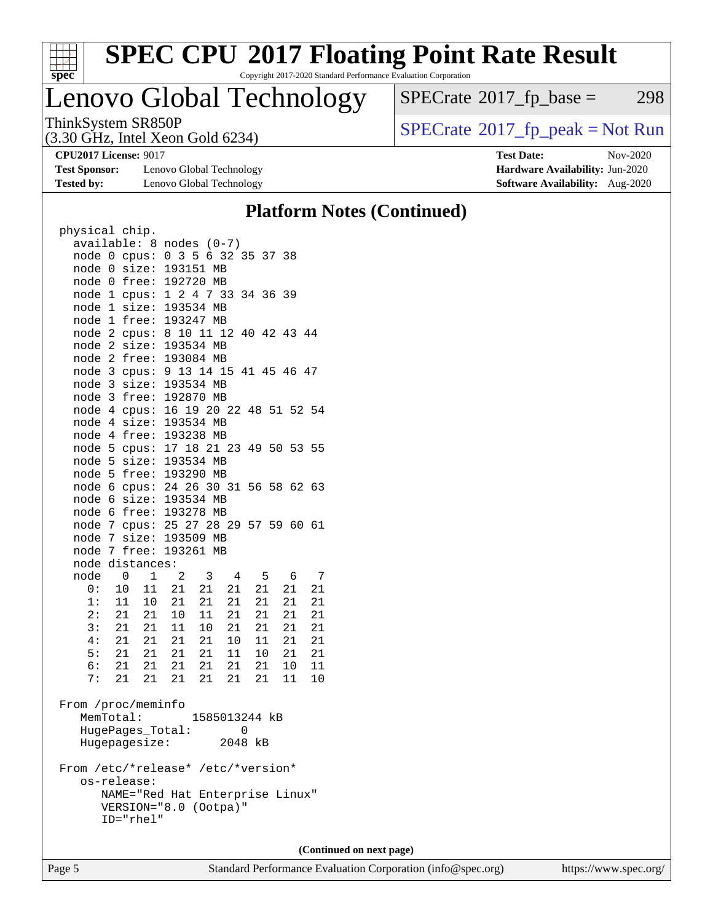# SPEC CPU 2017 Floating Point Rate Result

Copyright 2017-2020 Standard Performance Evaluation Corporation

## Lenovo Global Technology

ThinkSystem SR850P
(3.30 GHz, Intel Xeon Gold 6234)

SPECrate 2017_fp_base = 298

SPECrate 2017_fp_peak = Not Run

**CPU2017 License:** 9017
**Test Sponsor:** Lenovo Global Technology
**Tested by:** Lenovo Global Technology
**Test Date:** Nov-2020
**Hardware Availability:** Jun-2020
**Software Availability:** Aug-2020

### Platform Notes (Continued)

```
physical chip.
  available: 8 nodes (0-7)
  node 0 cpus: 0 3 5 6 32 35 37 38
  node 0 size: 193151 MB
  node 0 free: 192720 MB
  node 1 cpus: 1 2 4 7 33 34 36 39
  node 1 size: 193534 MB
  node 1 free: 193247 MB
  node 2 cpus: 8 10 11 12 40 42 43 44
  node 2 size: 193534 MB
  node 2 free: 193084 MB
  node 3 cpus: 9 13 14 15 41 45 46 47
  node 3 size: 193534 MB
  node 3 free: 192870 MB
  node 4 cpus: 16 19 20 22 48 51 52 54
  node 4 size: 193534 MB
  node 4 free: 193238 MB
  node 5 cpus: 17 18 21 23 49 50 53 55
  node 5 size: 193534 MB
  node 5 free: 193290 MB
  node 6 cpus: 24 26 30 31 56 58 62 63
  node 6 size: 193534 MB
  node 6 free: 193278 MB
  node 7 cpus: 25 27 28 29 57 59 60 61
  node 7 size: 193509 MB
  node 7 free: 193261 MB
  node distances:
  node   0   1   2   3   4   5   6   7
    0:  10  11  21  21  21  21  21  21
    1:  11  10  21  21  21  21  21  21
    2:  21  21  10  11  21  21  21  21
    3:  21  21  11  10  21  21  21  21
    4:  21  21  21  21  10  11  21  21
    5:  21  21  21  21  11  10  21  21
    6:  21  21  21  21  21  21  10  11
    7:  21  21  21  21  21  21  11  10

From /proc/meminfo
   MemTotal:       1585013244 kB
   HugePages_Total:       0
   Hugepagesize:       2048 kB

From /etc/*release* /etc/*version*
   os-release:
      NAME="Red Hat Enterprise Linux"
      VERSION="8.0 (Ootpa)"
      ID="rhel"
```

**(Continued on next page)**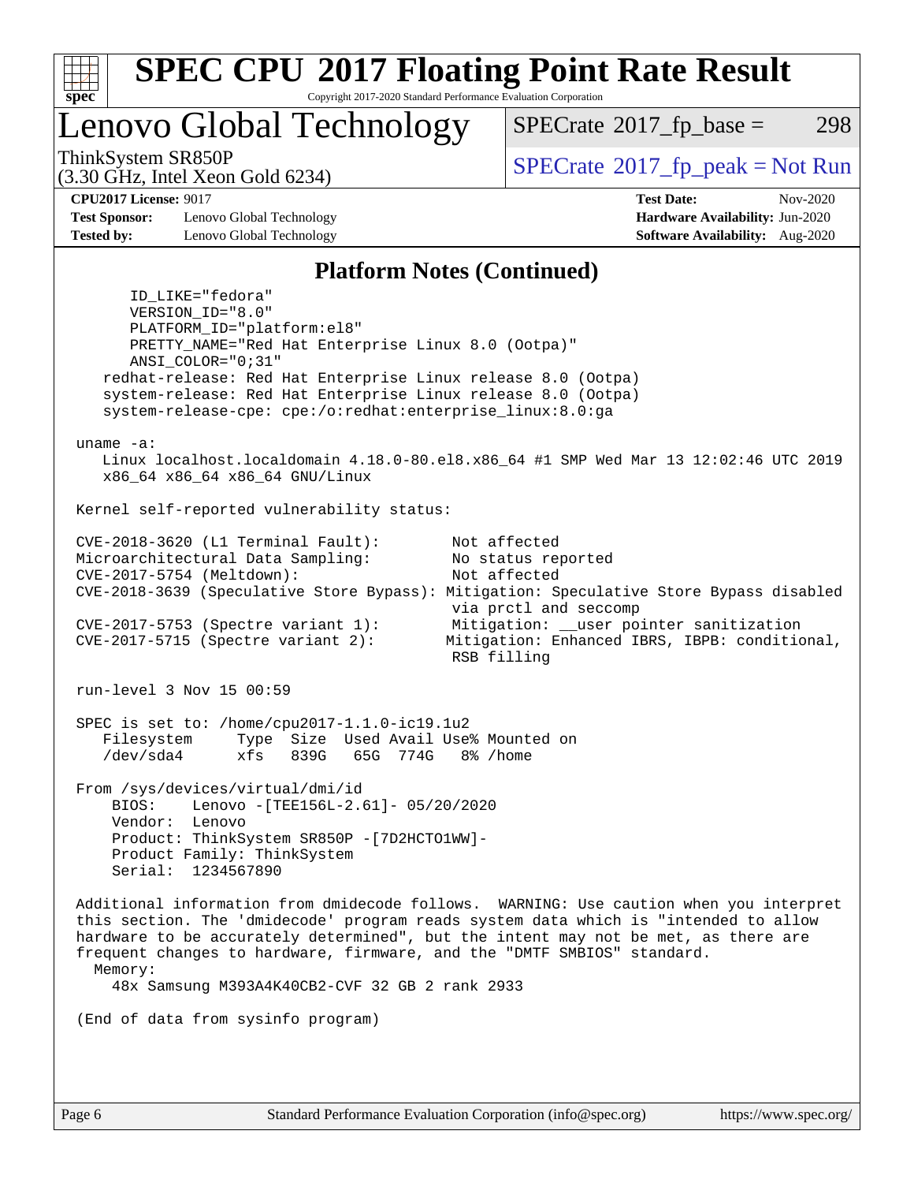## Platform Notes (Continued)

```
      ID_LIKE="fedora"
      VERSION_ID="8.0"
      PLATFORM_ID="platform:el8"
      PRETTY_NAME="Red Hat Enterprise Linux 8.0 (Ootpa)"
      ANSI_COLOR="0;31"
    redhat-release: Red Hat Enterprise Linux release 8.0 (Ootpa)
    system-release: Red Hat Enterprise Linux release 8.0 (Ootpa)
    system-release-cpe: cpe:/o:redhat:enterprise_linux:8.0:ga

 uname -a:
    Linux localhost.localdomain 4.18.0-80.el8.x86_64 #1 SMP Wed Mar 13 12:02:46 UTC 2019
    x86_64 x86_64 x86_64 GNU/Linux

 Kernel self-reported vulnerability status:

 CVE-2018-3620 (L1 Terminal Fault):        Not affected
 Microarchitectural Data Sampling:         No status reported
 CVE-2017-5754 (Meltdown):                 Not affected
 CVE-2018-3639 (Speculative Store Bypass): Mitigation: Speculative Store Bypass disabled
                                           via prctl and seccomp
 CVE-2017-5753 (Spectre variant 1):        Mitigation: __user pointer sanitization
 CVE-2017-5715 (Spectre variant 2):        Mitigation: Enhanced IBRS, IBPB: conditional,
                                           RSB filling

 run-level 3 Nov 15 00:59

 SPEC is set to: /home/cpu2017-1.1.0-ic19.1u2
    Filesystem     Type  Size  Used Avail Use% Mounted on
    /dev/sda4      xfs   839G   65G  774G   8% /home

 From /sys/devices/virtual/dmi/id
     BIOS:    Lenovo -[TEE156L-2.61]- 05/20/2020
     Vendor:  Lenovo
     Product: ThinkSystem SR850P -[7D2HCTO1WW]-
     Product Family: ThinkSystem
     Serial:  1234567890

 Additional information from dmidecode follows.  WARNING: Use caution when you interpret
 this section. The 'dmidecode' program reads system data which is "intended to allow
 hardware to be accurately determined", but the intent may not be met, as there are
 frequent changes to hardware, firmware, and the "DMTF SMBIOS" standard.
   Memory:
      48x Samsung M393A4K40CB2-CVF 32 GB 2 rank 2933

 (End of data from sysinfo program)
```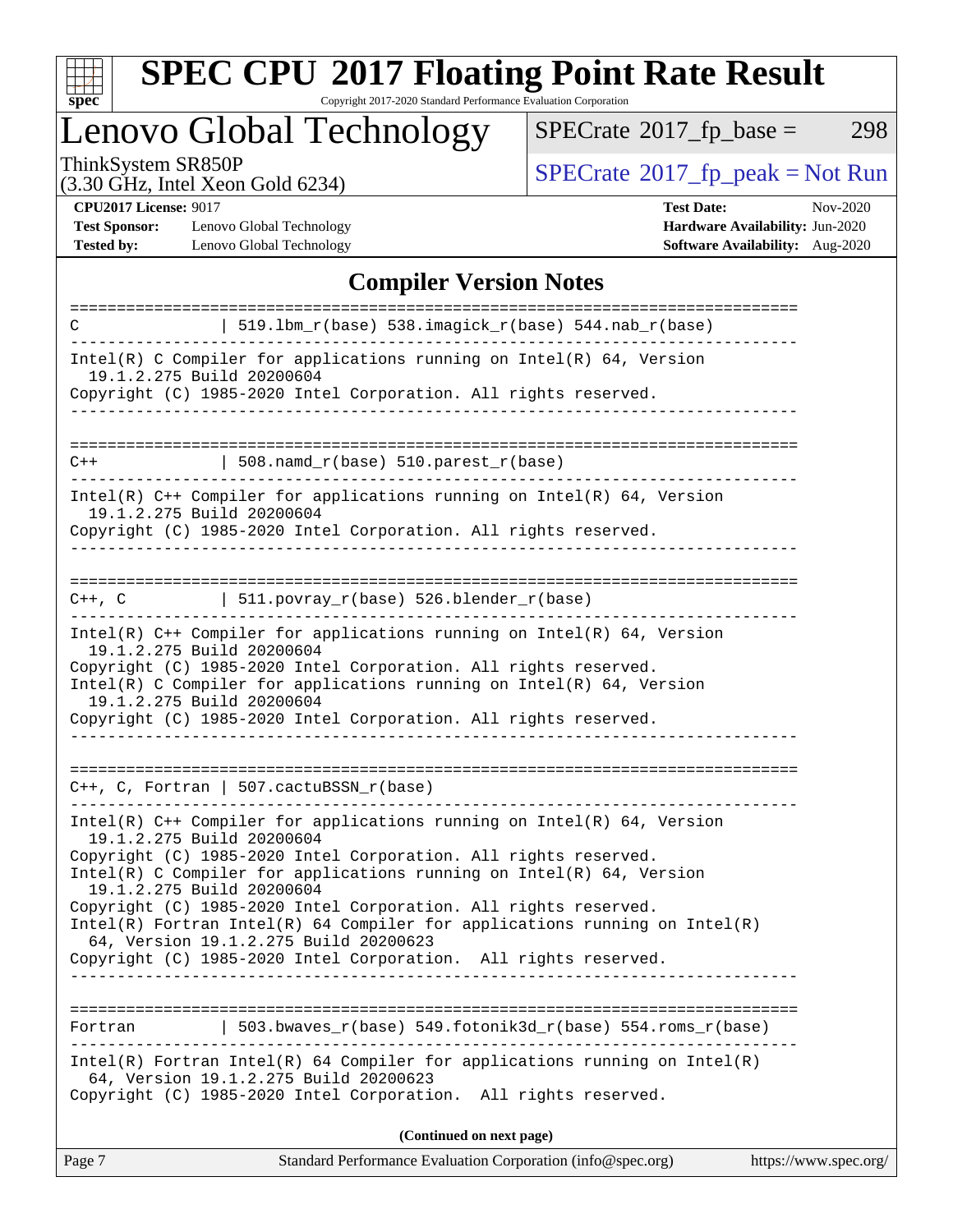# Compiler Version Notes

```
==============================================================================
C              | 519.lbm_r(base) 538.imagick_r(base) 544.nab_r(base)
------------------------------------------------------------------------------
Intel(R) C Compiler for applications running on Intel(R) 64, Version
  19.1.2.275 Build 20200604
Copyright (C) 1985-2020 Intel Corporation. All rights reserved.
------------------------------------------------------------------------------

==============================================================================
C++            | 508.namd_r(base) 510.parest_r(base)
------------------------------------------------------------------------------
Intel(R) C++ Compiler for applications running on Intel(R) 64, Version
  19.1.2.275 Build 20200604
Copyright (C) 1985-2020 Intel Corporation. All rights reserved.
------------------------------------------------------------------------------

==============================================================================
C++, C         | 511.povray_r(base) 526.blender_r(base)
------------------------------------------------------------------------------
Intel(R) C++ Compiler for applications running on Intel(R) 64, Version
  19.1.2.275 Build 20200604
Copyright (C) 1985-2020 Intel Corporation. All rights reserved.
Intel(R) C Compiler for applications running on Intel(R) 64, Version
  19.1.2.275 Build 20200604
Copyright (C) 1985-2020 Intel Corporation. All rights reserved.
------------------------------------------------------------------------------

==============================================================================
C++, C, Fortran | 507.cactuBSSN_r(base)
------------------------------------------------------------------------------
Intel(R) C++ Compiler for applications running on Intel(R) 64, Version
  19.1.2.275 Build 20200604
Copyright (C) 1985-2020 Intel Corporation. All rights reserved.
Intel(R) C Compiler for applications running on Intel(R) 64, Version
  19.1.2.275 Build 20200604
Copyright (C) 1985-2020 Intel Corporation. All rights reserved.
Intel(R) Fortran Intel(R) 64 Compiler for applications running on Intel(R)
  64, Version 19.1.2.275 Build 20200623
Copyright (C) 1985-2020 Intel Corporation.  All rights reserved.
------------------------------------------------------------------------------

==============================================================================
Fortran        | 503.bwaves_r(base) 549.fotonik3d_r(base) 554.roms_r(base)
------------------------------------------------------------------------------
Intel(R) Fortran Intel(R) 64 Compiler for applications running on Intel(R)
  64, Version 19.1.2.275 Build 20200623
Copyright (C) 1985-2020 Intel Corporation.  All rights reserved.
```

**(Continued on next page)**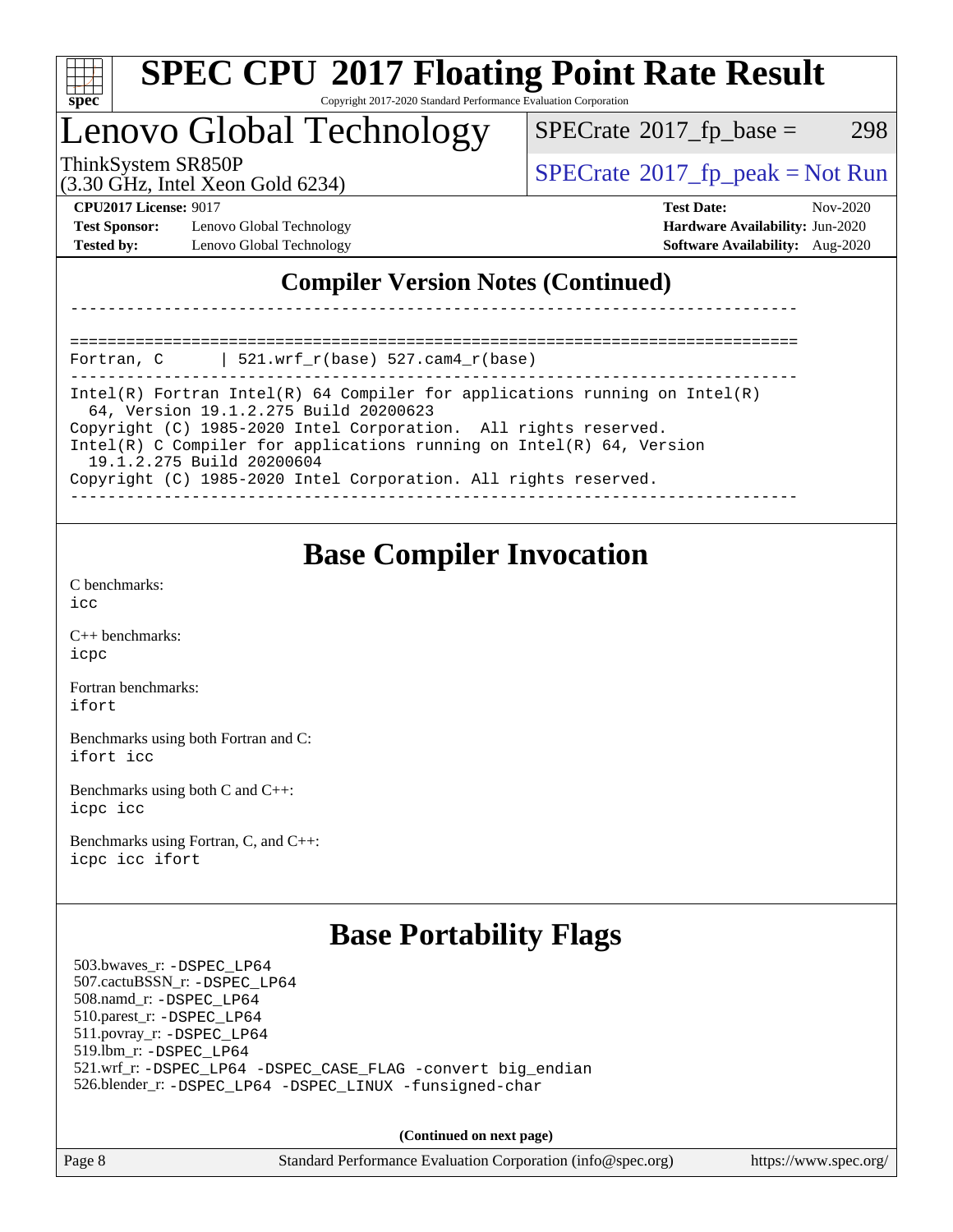## Compiler Version Notes (Continued)

```
------------------------------------------------------------------------------

==============================================================================
Fortran, C      | 521.wrf_r(base) 527.cam4_r(base)
------------------------------------------------------------------------------
Intel(R) Fortran Intel(R) 64 Compiler for applications running on Intel(R)
  64, Version 19.1.2.275 Build 20200623
Copyright (C) 1985-2020 Intel Corporation.  All rights reserved.
Intel(R) C Compiler for applications running on Intel(R) 64, Version
  19.1.2.275 Build 20200604
Copyright (C) 1985-2020 Intel Corporation. All rights reserved.
------------------------------------------------------------------------------
```

## Base Compiler Invocation

C benchmarks:
icc

C++ benchmarks:
icpc

Fortran benchmarks:
ifort

Benchmarks using both Fortran and C:
ifort icc

Benchmarks using both C and C++:
icpc icc

Benchmarks using Fortran, C, and C++:
icpc icc ifort

## Base Portability Flags

503.bwaves_r: -DSPEC_LP64
507.cactuBSSN_r: -DSPEC_LP64
508.namd_r: -DSPEC_LP64
510.parest_r: -DSPEC_LP64
511.povray_r: -DSPEC_LP64
519.lbm_r: -DSPEC_LP64
521.wrf_r: -DSPEC_LP64 -DSPEC_CASE_FLAG -convert big_endian
526.blender_r: -DSPEC_LP64 -DSPEC_LINUX -funsigned-char

**(Continued on next page)**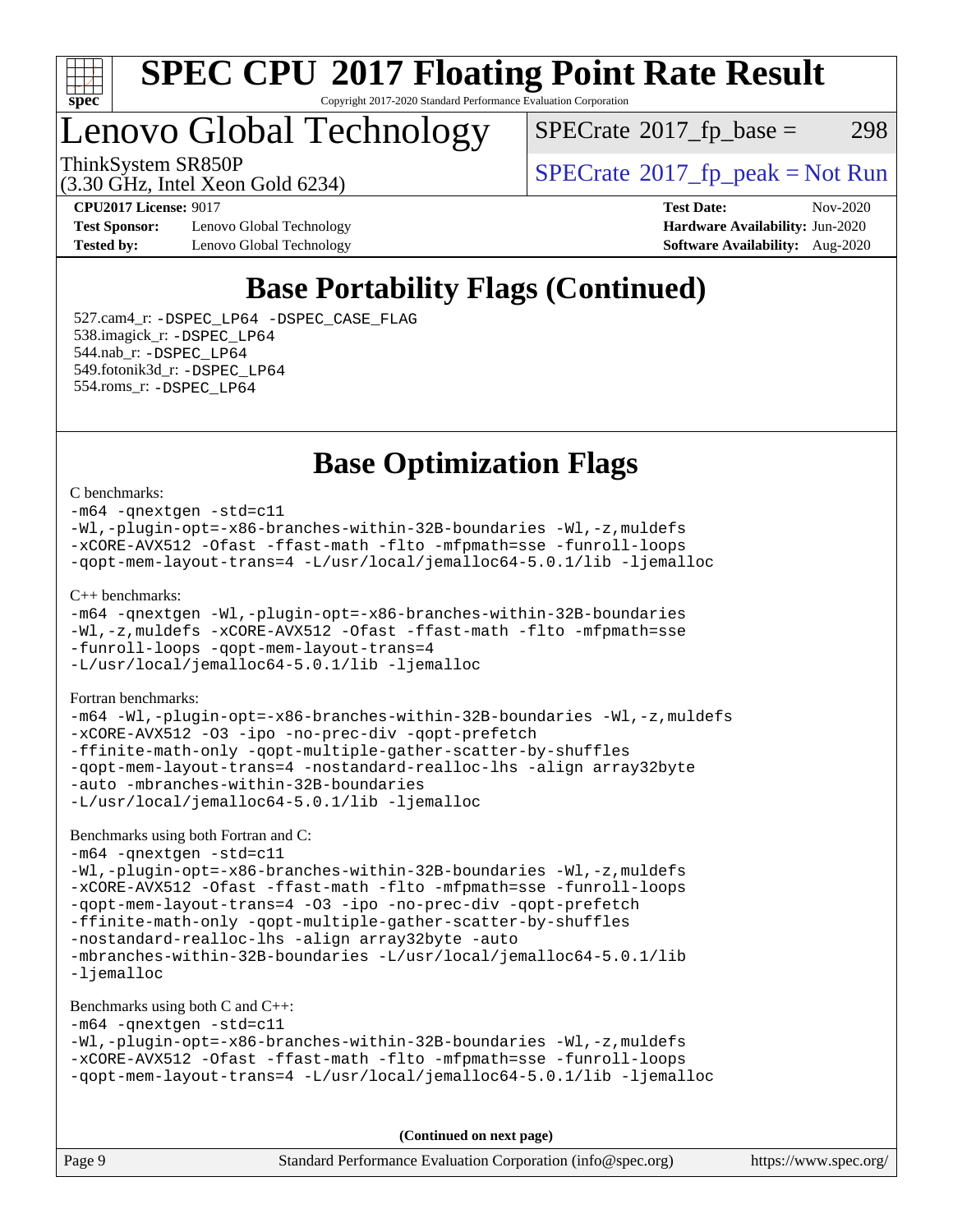# Base Portability Flags (Continued)

527.cam4_r: -DSPEC_LP64 -DSPEC_CASE_FLAG
538.imagick_r: -DSPEC_LP64
544.nab_r: -DSPEC_LP64
549.fotonik3d_r: -DSPEC_LP64
554.roms_r: -DSPEC_LP64

# Base Optimization Flags

C benchmarks:

```
-m64 -qnextgen -std=c11
-Wl,-plugin-opt=-x86-branches-within-32B-boundaries -Wl,-z,muldefs
-xCORE-AVX512 -Ofast -ffast-math -flto -mfpmath=sse -funroll-loops
-qopt-mem-layout-trans=4 -L/usr/local/jemalloc64-5.0.1/lib -ljemalloc
```

C++ benchmarks:

```
-m64 -qnextgen -Wl,-plugin-opt=-x86-branches-within-32B-boundaries
-Wl,-z,muldefs -xCORE-AVX512 -Ofast -ffast-math -flto -mfpmath=sse
-funroll-loops -qopt-mem-layout-trans=4
-L/usr/local/jemalloc64-5.0.1/lib -ljemalloc
```

Fortran benchmarks:

```
-m64 -Wl,-plugin-opt=-x86-branches-within-32B-boundaries -Wl,-z,muldefs
-xCORE-AVX512 -O3 -ipo -no-prec-div -qopt-prefetch
-ffinite-math-only -qopt-multiple-gather-scatter-by-shuffles
-qopt-mem-layout-trans=4 -nostandard-realloc-lhs -align array32byte
-auto -mbranches-within-32B-boundaries
-L/usr/local/jemalloc64-5.0.1/lib -ljemalloc
```

Benchmarks using both Fortran and C:

```
-m64 -qnextgen -std=c11
-Wl,-plugin-opt=-x86-branches-within-32B-boundaries -Wl,-z,muldefs
-xCORE-AVX512 -Ofast -ffast-math -flto -mfpmath=sse -funroll-loops
-qopt-mem-layout-trans=4 -O3 -ipo -no-prec-div -qopt-prefetch
-ffinite-math-only -qopt-multiple-gather-scatter-by-shuffles
-nostandard-realloc-lhs -align array32byte -auto
-mbranches-within-32B-boundaries -L/usr/local/jemalloc64-5.0.1/lib
-ljemalloc
```

Benchmarks using both C and C++:

```
-m64 -qnextgen -std=c11
-Wl,-plugin-opt=-x86-branches-within-32B-boundaries -Wl,-z,muldefs
-xCORE-AVX512 -Ofast -ffast-math -flto -mfpmath=sse -funroll-loops
-qopt-mem-layout-trans=4 -L/usr/local/jemalloc64-5.0.1/lib -ljemalloc
```

**(Continued on next page)**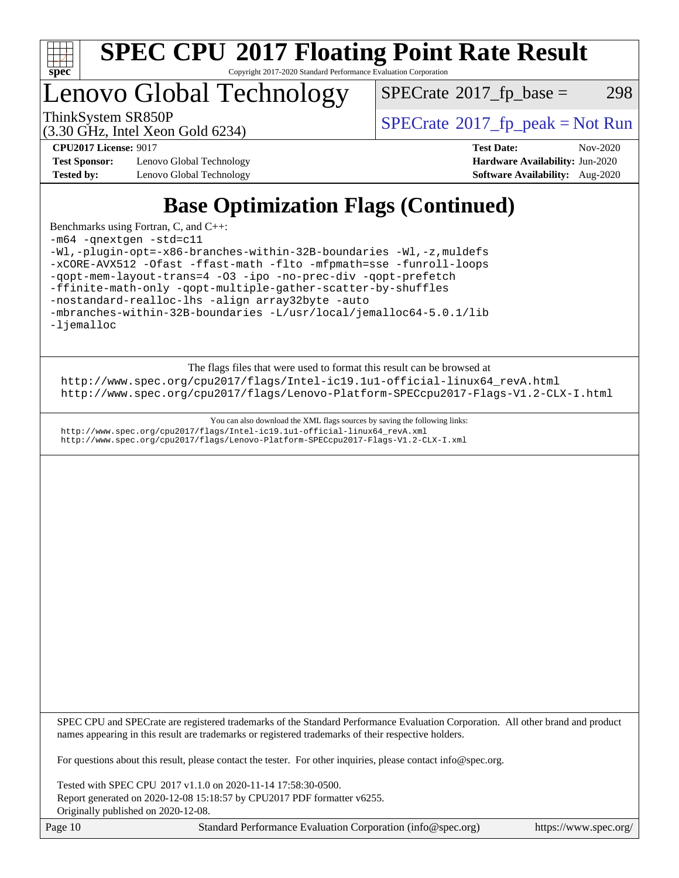# Base Optimization Flags (Continued)

Benchmarks using Fortran, C, and C++:

```
-m64 -qnextgen -std=c11
-Wl,-plugin-opt=-x86-branches-within-32B-boundaries -Wl,-z,muldefs
-xCORE-AVX512 -Ofast -ffast-math -flto -mfpmath=sse -funroll-loops
-qopt-mem-layout-trans=4 -O3 -ipo -no-prec-div -qopt-prefetch
-ffinite-math-only -qopt-multiple-gather-scatter-by-shuffles
-nostandard-realloc-lhs -align array32byte -auto
-mbranches-within-32B-boundaries -L/usr/local/jemalloc64-5.0.1/lib
-ljemalloc
```

The flags files that were used to format this result can be browsed at

http://www.spec.org/cpu2017/flags/Intel-ic19.1u1-official-linux64_revA.html
http://www.spec.org/cpu2017/flags/Lenovo-Platform-SPECcpu2017-Flags-V1.2-CLX-I.html

You can also download the XML flags sources by saving the following links:

http://www.spec.org/cpu2017/flags/Intel-ic19.1u1-official-linux64_revA.xml
http://www.spec.org/cpu2017/flags/Lenovo-Platform-SPECcpu2017-Flags-V1.2-CLX-I.xml

SPEC CPU and SPECrate are registered trademarks of the Standard Performance Evaluation Corporation. All other brand and product names appearing in this result are trademarks or registered trademarks of their respective holders.

For questions about this result, please contact the tester. For other inquiries, please contact info@spec.org.

Tested with SPEC CPU 2017 v1.1.0 on 2020-11-14 17:58:30-0500.
Report generated on 2020-12-08 15:18:57 by CPU2017 PDF formatter v6255.
Originally published on 2020-12-08.